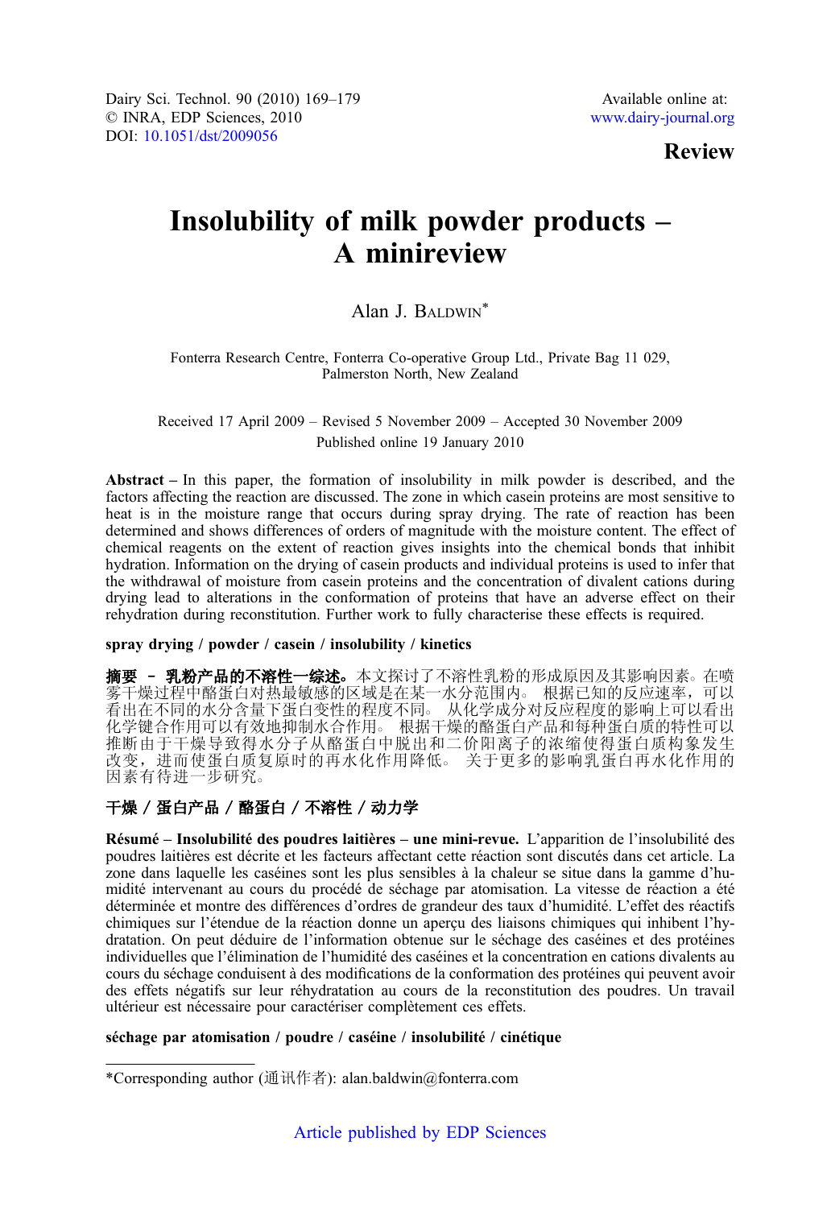Dairy Sci. Technol. 90 (2010) 169–179
© INRA, EDP Sciences, 2010
DOI: 10.1051/dst/2009056

Available online at:
www.dairy-journal.org

**Review**

# Insolubility of milk powder products – A minireview

Alan J. Baldwin*

Fonterra Research Centre, Fonterra Co-operative Group Ltd., Private Bag 11 029, Palmerston North, New Zealand

Received 17 April 2009 – Revised 5 November 2009 – Accepted 30 November 2009
Published online 19 January 2010

**Abstract** – In this paper, the formation of insolubility in milk powder is described, and the factors affecting the reaction are discussed. The zone in which casein proteins are most sensitive to heat is in the moisture range that occurs during spray drying. The rate of reaction has been determined and shows differences of orders of magnitude with the moisture content. The effect of chemical reagents on the extent of reaction gives insights into the chemical bonds that inhibit hydration. Information on the drying of casein products and individual proteins is used to infer that the withdrawal of moisture from casein proteins and the concentration of divalent cations during drying lead to alterations in the conformation of proteins that have an adverse effect on their rehydration during reconstitution. Further work to fully characterise these effects is required.

**spray drying / powder / casein / insolubility / kinetics**

**摘要 – 乳粉产品的不溶性一综述。**本文探讨了不溶性乳粉的形成原因及其影响因素。在喷雾干燥过程中酪蛋白对热最敏感的区域是在某一水分范围内。 根据已知的反应速率，可以看出在不同的水分含量下蛋白变性的程度不同。 从化学成分对反应程度的影响上可以看出化学键合作用可以有效地抑制水合作用。 根据干燥的酪蛋白产品和每种蛋白质的特性可以推断由于干燥导致得水分子从酪蛋白中脱出和二价阳离子的浓缩使得蛋白质构象发生改变，进而使蛋白质复原时的再水化作用降低。 关于更多的影响乳蛋白再水化作用的因素有待进一步研究。

**干燥 / 蛋白产品 / 酪蛋白 / 不溶性 / 动力学**

**Résumé – Insolubilité des poudres laitières – une mini-revue.** L'apparition de l'insolubilité des poudres laitières est décrite et les facteurs affectant cette réaction sont discutés dans cet article. La zone dans laquelle les caséines sont les plus sensibles à la chaleur se situe dans la gamme d'humidité intervenant au cours du procédé de séchage par atomisation. La vitesse de réaction a été déterminée et montre des différences d'ordres de grandeur des taux d'humidité. L'effet des réactifs chimiques sur l'étendue de la réaction donne un aperçu des liaisons chimiques qui inhibent l'hydratation. On peut déduire de l'information obtenue sur le séchage des caséines et des protéines individuelles que l'élimination de l'humidité des caséines et la concentration en cations divalents au cours du séchage conduisent à des modifications de la conformation des protéines qui peuvent avoir des effets négatifs sur leur réhydratation au cours de la reconstitution des poudres. Un travail ultérieur est nécessaire pour caractériser complètement ces effets.

**séchage par atomisation / poudre / caséine / insolubilité / cinétique**

*Corresponding author (通讯作者): alan.baldwin@fonterra.com

Article published by EDP Sciences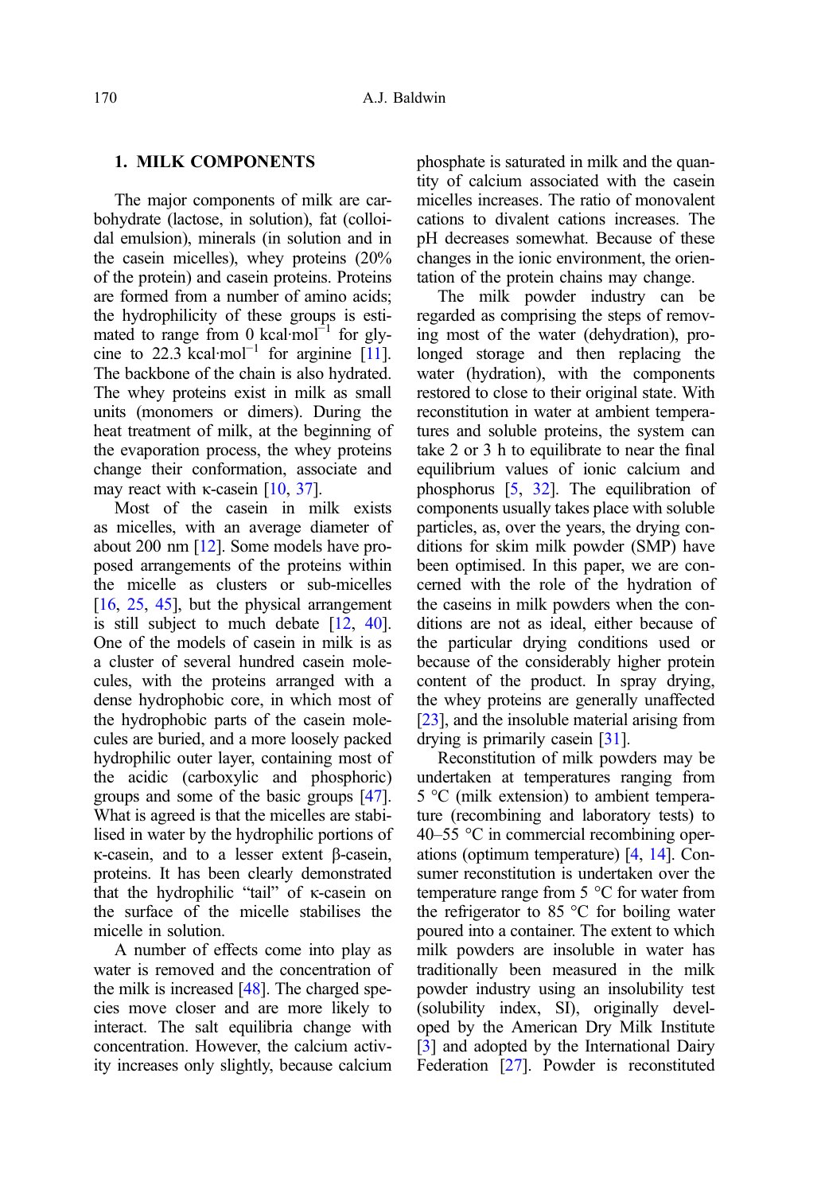## 1. MILK COMPONENTS

The major components of milk are carbohydrate (lactose, in solution), fat (colloidal emulsion), minerals (in solution and in the casein micelles), whey proteins (20% of the protein) and casein proteins. Proteins are formed from a number of amino acids; the hydrophilicity of these groups is estimated to range from 0 $kcal \cdot mol^{-1}$ for glycine to 22.3 $kcal \cdot mol^{-1}$ for arginine [11]. The backbone of the chain is also hydrated. The whey proteins exist in milk as small units (monomers or dimers). During the heat treatment of milk, at the beginning of the evaporation process, the whey proteins change their conformation, associate and may react with κ-casein [10, 37].

Most of the casein in milk exists as micelles, with an average diameter of about 200 nm [12]. Some models have proposed arrangements of the proteins within the micelle as clusters or sub-micelles [16, 25, 45], but the physical arrangement is still subject to much debate [12, 40]. One of the models of casein in milk is as a cluster of several hundred casein molecules, with the proteins arranged with a dense hydrophobic core, in which most of the hydrophobic parts of the casein molecules are buried, and a more loosely packed hydrophilic outer layer, containing most of the acidic (carboxylic and phosphoric) groups and some of the basic groups [47]. What is agreed is that the micelles are stabilised in water by the hydrophilic portions of κ-casein, and to a lesser extent β-casein, proteins. It has been clearly demonstrated that the hydrophilic "tail" of κ-casein on the surface of the micelle stabilises the micelle in solution.

A number of effects come into play as water is removed and the concentration of the milk is increased [48]. The charged species move closer and are more likely to interact. The salt equilibria change with concentration. However, the calcium activity increases only slightly, because calcium phosphate is saturated in milk and the quantity of calcium associated with the casein micelles increases. The ratio of monovalent cations to divalent cations increases. The pH decreases somewhat. Because of these changes in the ionic environment, the orientation of the protein chains may change.

The milk powder industry can be regarded as comprising the steps of removing most of the water (dehydration), prolonged storage and then replacing the water (hydration), with the components restored to close to their original state. With reconstitution in water at ambient temperatures and soluble proteins, the system can take 2 or 3 h to equilibrate to near the final equilibrium values of ionic calcium and phosphorus [5, 32]. The equilibration of components usually takes place with soluble particles, as, over the years, the drying conditions for skim milk powder (SMP) have been optimised. In this paper, we are concerned with the role of the hydration of the caseins in milk powders when the conditions are not as ideal, either because of the particular drying conditions used or because of the considerably higher protein content of the product. In spray drying, the whey proteins are generally unaffected [23], and the insoluble material arising from drying is primarily casein [31].

Reconstitution of milk powders may be undertaken at temperatures ranging from 5 °C (milk extension) to ambient temperature (recombining and laboratory tests) to 40–55 °C in commercial recombining operations (optimum temperature) [4, 14]. Consumer reconstitution is undertaken over the temperature range from 5 °C for water from the refrigerator to 85 °C for boiling water poured into a container. The extent to which milk powders are insoluble in water has traditionally been measured in the milk powder industry using an insolubility test (solubility index, SI), originally developed by the American Dry Milk Institute [3] and adopted by the International Dairy Federation [27]. Powder is reconstituted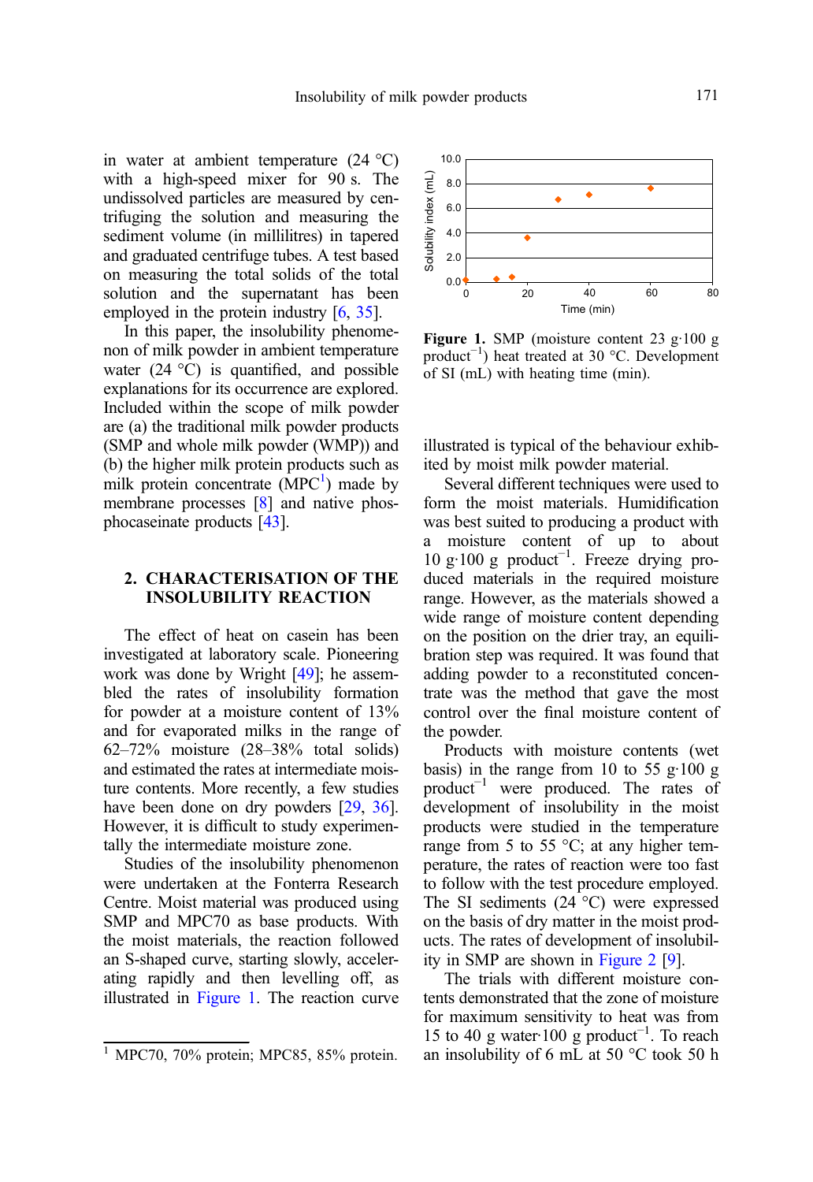in water at ambient temperature (24 °C) with a high-speed mixer for 90 s. The undissolved particles are measured by centrifuging the solution and measuring the sediment volume (in millilitres) in tapered and graduated centrifuge tubes. A test based on measuring the total solids of the total solution and the supernatant has been employed in the protein industry [6, 35].

In this paper, the insolubility phenomenon of milk powder in ambient temperature water (24 °C) is quantified, and possible explanations for its occurrence are explored. Included within the scope of milk powder are (a) the traditional milk powder products (SMP and whole milk powder (WMP)) and (b) the higher milk protein products such as milk protein concentrate (MPC[1]) made by membrane processes [8] and native phosphocaseinate products [43].

## 2. CHARACTERISATION OF THE INSOLUBILITY REACTION

The effect of heat on casein has been investigated at laboratory scale. Pioneering work was done by Wright [49]; he assembled the rates of insolubility formation for powder at a moisture content of 13% and for evaporated milks in the range of 62–72% moisture (28–38% total solids) and estimated the rates at intermediate moisture contents. More recently, a few studies have been done on dry powders [29, 36]. However, it is difficult to study experimentally the intermediate moisture zone.

Studies of the insolubility phenomenon were undertaken at the Fonterra Research Centre. Moist material was produced using SMP and MPC70 as base products. With the moist materials, the reaction followed an S-shaped curve, starting slowly, accelerating rapidly and then levelling off, as illustrated in Figure 1. The reaction curve illustrated is typical of the behaviour exhibited by moist milk powder material.

**Figure 1.** SMP (moisture content 23 g·100 g product$^{-1}$) heat treated at 30 °C. Development of SI (mL) with heating time (min).

Several different techniques were used to form the moist materials. Humidification was best suited to producing a product with a moisture content of up to about 10 g·100 g product$^{-1}$. Freeze drying produced materials in the required moisture range. However, as the materials showed a wide range of moisture content depending on the position on the drier tray, an equilibration step was required. It was found that adding powder to a reconstituted concentrate was the method that gave the most control over the final moisture content of the powder.

Products with moisture contents (wet basis) in the range from 10 to 55 g·100 g product$^{-1}$ were produced. The rates of development of insolubility in the moist products were studied in the temperature range from 5 to 55 °C; at any higher temperature, the rates of reaction were too fast to follow with the test procedure employed. The SI sediments (24 °C) were expressed on the basis of dry matter in the moist products. The rates of development of insolubility in SMP are shown in Figure 2 [9].

The trials with different moisture contents demonstrated that the zone of moisture for maximum sensitivity to heat was from 15 to 40 g water·100 g product$^{-1}$. To reach an insolubility of 6 mL at 50 °C took 50 h

[1] MPC70, 70% protein; MPC85, 85% protein.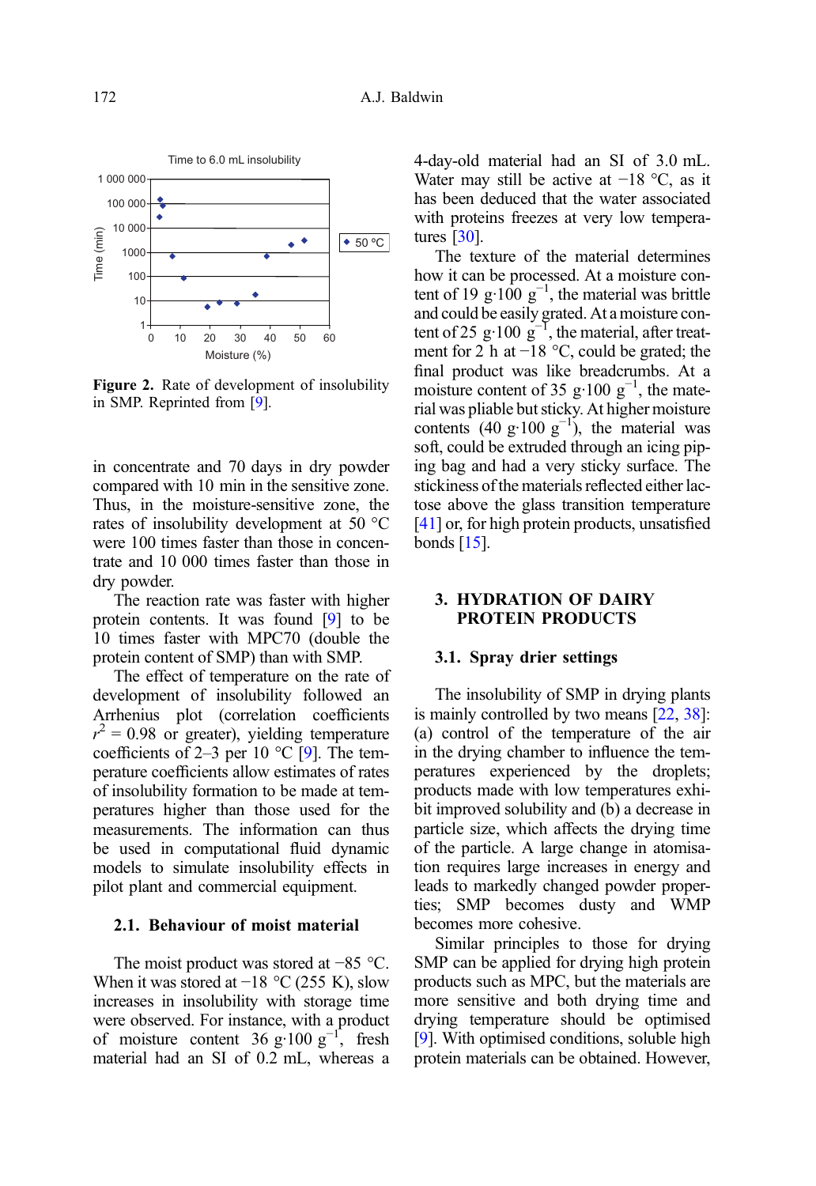Figure 2. Rate of development of insolubility in SMP. Reprinted from [9].

in concentrate and 70 days in dry powder compared with 10 min in the sensitive zone. Thus, in the moisture-sensitive zone, the rates of insolubility development at 50 °C were 100 times faster than those in concentrate and 10 000 times faster than those in dry powder.

The reaction rate was faster with higher protein contents. It was found [9] to be 10 times faster with MPC70 (double the protein content of SMP) than with SMP.

The effect of temperature on the rate of development of insolubility followed an Arrhenius plot (correlation coefficients $r^2 = 0.98$ or greater), yielding temperature coefficients of 2–3 per 10 °C [9]. The temperature coefficients allow estimates of rates of insolubility formation to be made at temperatures higher than those used for the measurements. The information can thus be used in computational fluid dynamic models to simulate insolubility effects in pilot plant and commercial equipment.

### 2.1. Behaviour of moist material

The moist product was stored at −85 °C. When it was stored at −18 °C (255 K), slow increases in insolubility with storage time were observed. For instance, with a product of moisture content 36 g·100 g$^{-1}$, fresh material had an SI of 0.2 mL, whereas a 4-day-old material had an SI of 3.0 mL. Water may still be active at −18 °C, as it has been deduced that the water associated with proteins freezes at very low temperatures [30].

The texture of the material determines how it can be processed. At a moisture content of 19 g·100 g$^{-1}$, the material was brittle and could be easily grated. At a moisture content of 25 g·100 g$^{-1}$, the material, after treatment for 2 h at −18 °C, could be grated; the final product was like breadcrumbs. At a moisture content of 35 g·100 g$^{-1}$, the material was pliable but sticky. At higher moisture contents (40 g·100 g$^{-1}$), the material was soft, could be extruded through an icing piping bag and had a very sticky surface. The stickiness of the materials reflected either lactose above the glass transition temperature [41] or, for high protein products, unsatisfied bonds [15].

## 3. HYDRATION OF DAIRY PROTEIN PRODUCTS

### 3.1. Spray drier settings

The insolubility of SMP in drying plants is mainly controlled by two means [22, 38]: (a) control of the temperature of the air in the drying chamber to influence the temperatures experienced by the droplets; products made with low temperatures exhibit improved solubility and (b) a decrease in particle size, which affects the drying time of the particle. A large change in atomisation requires large increases in energy and leads to markedly changed powder properties; SMP becomes dusty and WMP becomes more cohesive.

Similar principles to those for drying SMP can be applied for drying high protein products such as MPC, but the materials are more sensitive and both drying time and drying temperature should be optimised [9]. With optimised conditions, soluble high protein materials can be obtained. However,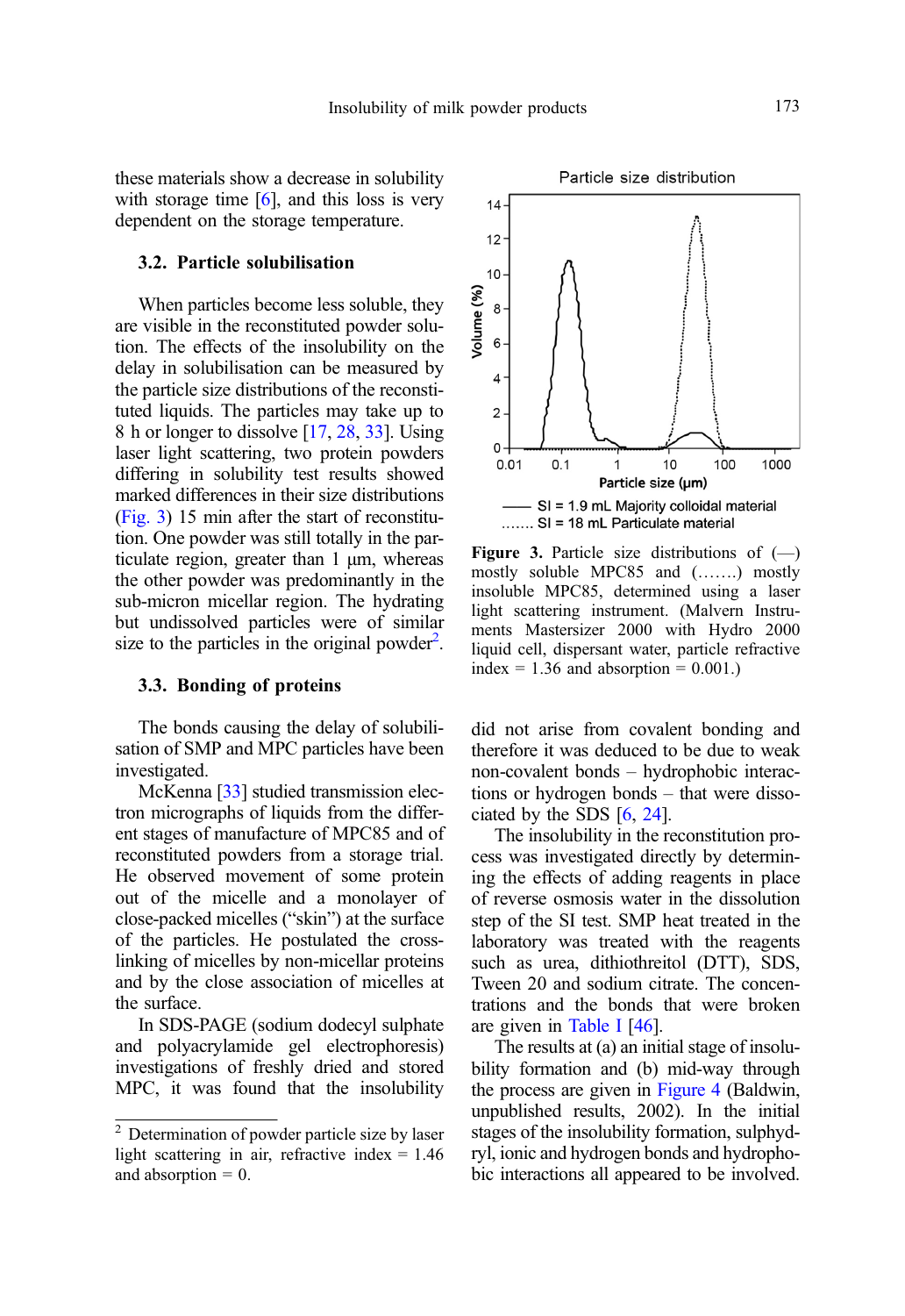these materials show a decrease in solubility with storage time [6], and this loss is very dependent on the storage temperature.

### 3.2. Particle solubilisation

When particles become less soluble, they are visible in the reconstituted powder solution. The effects of the insolubility on the delay in solubilisation can be measured by the particle size distributions of the reconstituted liquids. The particles may take up to 8 h or longer to dissolve [17, 28, 33]. Using laser light scattering, two protein powders differing in solubility test results showed marked differences in their size distributions (Fig. 3) 15 min after the start of reconstitution. One powder was still totally in the particulate region, greater than 1 μm, whereas the other powder was predominantly in the sub-micron micellar region. The hydrating but undissolved particles were of similar size to the particles in the original powder[2].

Particle size distribution

—— SI = 1.9 mL Majority colloidal material
....... SI = 18 mL Particulate material

**Figure 3.** Particle size distributions of (—) mostly soluble MPC85 and (…….) mostly insoluble MPC85, determined using a laser light scattering instrument. (Malvern Instruments Mastersizer 2000 with Hydro 2000 liquid cell, dispersant water, particle refractive index = 1.36 and absorption = 0.001.)

### 3.3. Bonding of proteins

The bonds causing the delay of solubilisation of SMP and MPC particles have been investigated.

McKenna [33] studied transmission electron micrographs of liquids from the different stages of manufacture of MPC85 and of reconstituted powders from a storage trial. He observed movement of some protein out of the micelle and a monolayer of close-packed micelles ("skin") at the surface of the particles. He postulated the cross-linking of micelles by non-micellar proteins and by the close association of micelles at the surface.

In SDS-PAGE (sodium dodecyl sulphate and polyacrylamide gel electrophoresis) investigations of freshly dried and stored MPC, it was found that the insolubility did not arise from covalent bonding and therefore it was deduced to be due to weak non-covalent bonds – hydrophobic interactions or hydrogen bonds – that were dissociated by the SDS [6, 24].

The insolubility in the reconstitution process was investigated directly by determining the effects of adding reagents in place of reverse osmosis water in the dissolution step of the SI test. SMP heat treated in the laboratory was treated with the reagents such as urea, dithiothreitol (DTT), SDS, Tween 20 and sodium citrate. The concentrations and the bonds that were broken are given in Table I [46].

The results at (a) an initial stage of insolubility formation and (b) mid-way through the process are given in Figure 4 (Baldwin, unpublished results, 2002). In the initial stages of the insolubility formation, sulphydryl, ionic and hydrogen bonds and hydrophobic interactions all appeared to be involved.

[2] Determination of powder particle size by laser light scattering in air, refractive index = 1.46 and absorption = 0.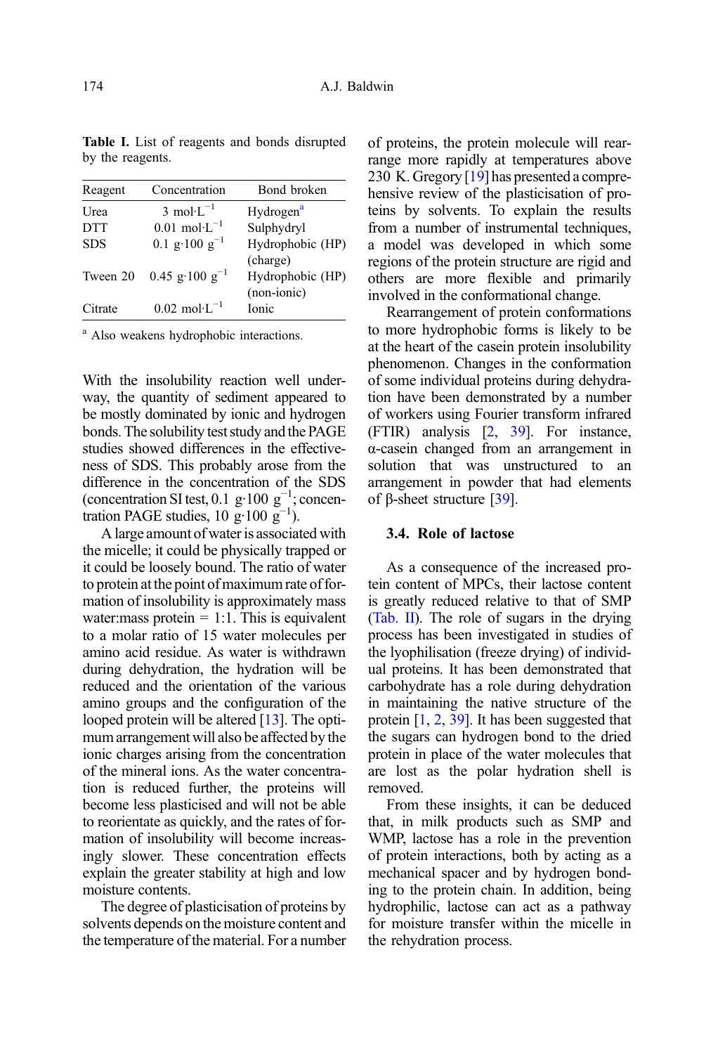**Table I.** List of reagents and bonds disrupted by the reagents.

| Reagent | Concentration | Bond broken |
| --- | --- | --- |
| Urea | 3 $mol \cdot L^{-1}$ | Hydrogen[a] |
| DTT | 0.01 $mol \cdot L^{-1}$ | Sulphydryl |
| SDS | 0.1 $g \cdot 100\ g^{-1}$ | Hydrophobic (HP) (charge) |
| Tween 20 | 0.45 $g \cdot 100\ g^{-1}$ | Hydrophobic (HP) (non-ionic) |
| Citrate | 0.02 $mol \cdot L^{-1}$ | Ionic |

[a] Also weakens hydrophobic interactions.

With the insolubility reaction well underway, the quantity of sediment appeared to be mostly dominated by ionic and hydrogen bonds. The solubility test study and the PAGE studies showed differences in the effectiveness of SDS. This probably arose from the difference in the concentration of the SDS (concentration SI test, 0.1 $g \cdot 100\ g^{-1}$; concentration PAGE studies, 10 $g \cdot 100\ g^{-1}$).

A large amount of water is associated with the micelle; it could be physically trapped or it could be loosely bound. The ratio of water to protein at the point of maximum rate of formation of insolubility is approximately mass water:mass protein = 1:1. This is equivalent to a molar ratio of 15 water molecules per amino acid residue. As water is withdrawn during dehydration, the hydration will be reduced and the orientation of the various amino groups and the configuration of the looped protein will be altered [13]. The optimum arrangement will also be affected by the ionic charges arising from the concentration of the mineral ions. As the water concentration is reduced further, the proteins will become less plasticised and will not be able to reorientate as quickly, and the rates of formation of insolubility will become increasingly slower. These concentration effects explain the greater stability at high and low moisture contents.

The degree of plasticisation of proteins by solvents depends on the moisture content and the temperature of the material. For a number of proteins, the protein molecule will rearrange more rapidly at temperatures above 230 K. Gregory [19] has presented a comprehensive review of the plasticisation of proteins by solvents. To explain the results from a number of instrumental techniques, a model was developed in which some regions of the protein structure are rigid and others are more flexible and primarily involved in the conformational change.

Rearrangement of protein conformations to more hydrophobic forms is likely to be at the heart of the casein protein insolubility phenomenon. Changes in the conformation of some individual proteins during dehydration have been demonstrated by a number of workers using Fourier transform infrared (FTIR) analysis [2, 39]. For instance, α-casein changed from an arrangement in solution that was unstructured to an arrangement in powder that had elements of β-sheet structure [39].

### 3.4. Role of lactose

As a consequence of the increased protein content of MPCs, their lactose content is greatly reduced relative to that of SMP (Tab. II). The role of sugars in the drying process has been investigated in studies of the lyophilisation (freeze drying) of individual proteins. It has been demonstrated that carbohydrate has a role during dehydration in maintaining the native structure of the protein [1, 2, 39]. It has been suggested that the sugars can hydrogen bond to the dried protein in place of the water molecules that are lost as the polar hydration shell is removed.

From these insights, it can be deduced that, in milk products such as SMP and WMP, lactose has a role in the prevention of protein interactions, both by acting as a mechanical spacer and by hydrogen bonding to the protein chain. In addition, being hydrophilic, lactose can act as a pathway for moisture transfer within the micelle in the rehydration process.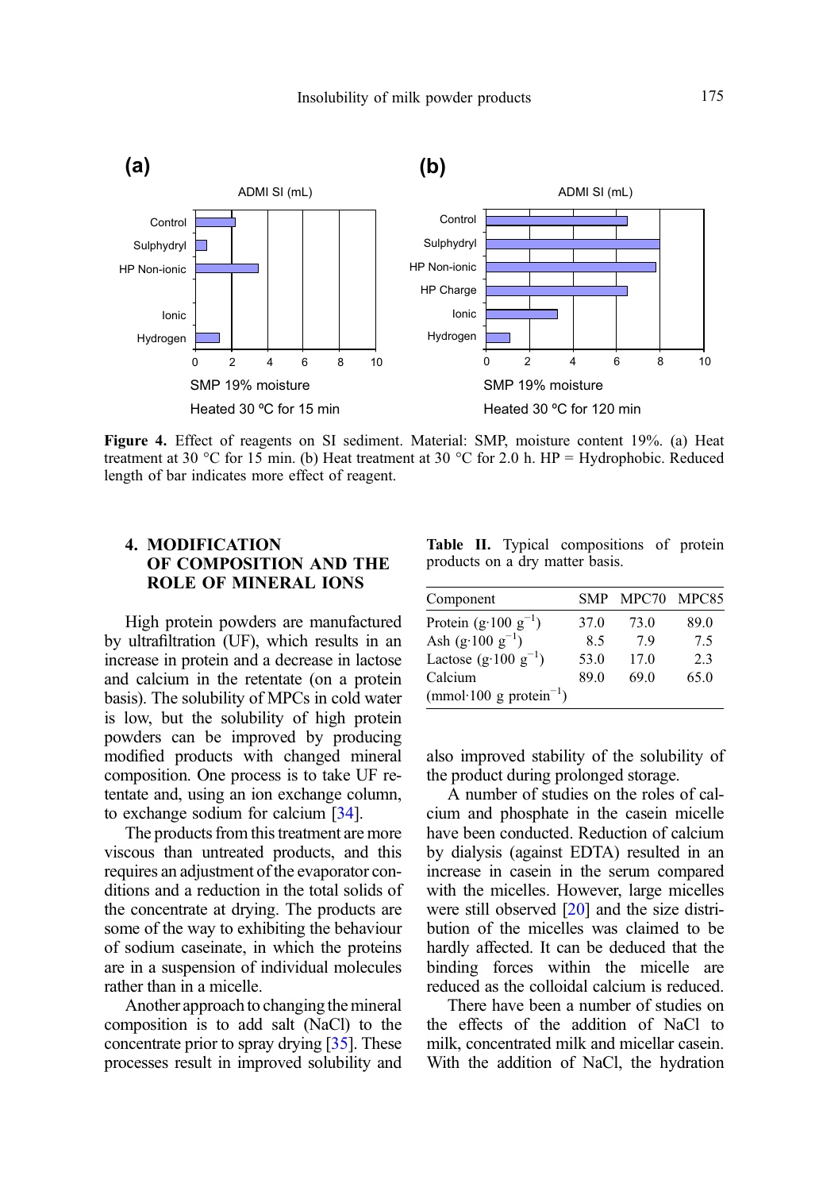**Figure 4.** Effect of reagents on SI sediment. Material: SMP, moisture content 19%. (a) Heat treatment at 30 °C for 15 min. (b) Heat treatment at 30 °C for 2.0 h. HP = Hydrophobic. Reduced length of bar indicates more effect of reagent.

## 4. MODIFICATION OF COMPOSITION AND THE ROLE OF MINERAL IONS

High protein powders are manufactured by ultrafiltration (UF), which results in an increase in protein and a decrease in lactose and calcium in the retentate (on a protein basis). The solubility of MPCs in cold water is low, but the solubility of high protein powders can be improved by producing modified products with changed mineral composition. One process is to take UF retentate and, using an ion exchange column, to exchange sodium for calcium [34].

The products from this treatment are more viscous than untreated products, and this requires an adjustment of the evaporator conditions and a reduction in the total solids of the concentrate at drying. The products are some of the way to exhibiting the behaviour of sodium caseinate, in which the proteins are in a suspension of individual molecules rather than in a micelle.

Another approach to changing the mineral composition is to add salt (NaCl) to the concentrate prior to spray drying [35]. These processes result in improved solubility and also improved stability of the solubility of the product during prolonged storage.

**Table II.** Typical compositions of protein products on a dry matter basis.

| Component | SMP | MPC70 | MPC85 |
|---|---|---|---|
| Protein (g·100 $g^{-1}$) | 37.0 | 73.0 | 89.0 |
| Ash (g·100 $g^{-1}$) | 8.5 | 7.9 | 7.5 |
| Lactose (g·100 $g^{-1}$) | 53.0 | 17.0 | 2.3 |
| Calcium (mmol·100 g $protein^{-1}$) | 89.0 | 69.0 | 65.0 |

A number of studies on the roles of calcium and phosphate in the casein micelle have been conducted. Reduction of calcium by dialysis (against EDTA) resulted in an increase in casein in the serum compared with the micelles. However, large micelles were still observed [20] and the size distribution of the micelles was claimed to be hardly affected. It can be deduced that the binding forces within the micelle are reduced as the colloidal calcium is reduced.

There have been a number of studies on the effects of the addition of NaCl to milk, concentrated milk and micellar casein. With the addition of NaCl, the hydration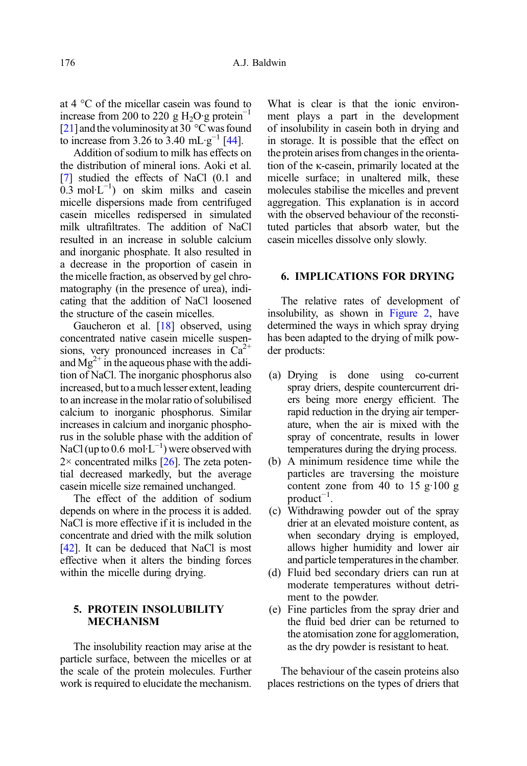at 4 °C of the micellar casein was found to increase from 200 to 220 g $H_2O$·g protein$^{-1}$ [21] and the voluminosity at 30 °C was found to increase from 3.26 to 3.40 mL·g$^{-1}$ [44].

Addition of sodium to milk has effects on the distribution of mineral ions. Aoki et al. [7] studied the effects of NaCl (0.1 and 0.3 mol·L$^{-1}$) on skim milks and casein micelle dispersions made from centrifuged casein micelles redispersed in simulated milk ultrafiltrates. The addition of NaCl resulted in an increase in soluble calcium and inorganic phosphate. It also resulted in a decrease in the proportion of casein in the micelle fraction, as observed by gel chromatography (in the presence of urea), indicating that the addition of NaCl loosened the structure of the casein micelles.

Gaucheron et al. [18] observed, using concentrated native casein micelle suspensions, very pronounced increases in $Ca^{2+}$ and $Mg^{2+}$ in the aqueous phase with the addition of NaCl. The inorganic phosphorus also increased, but to a much lesser extent, leading to an increase in the molar ratio of solubilised calcium to inorganic phosphorus. Similar increases in calcium and inorganic phosphorus in the soluble phase with the addition of NaCl (up to 0.6 mol·L$^{-1}$) were observed with 2× concentrated milks [26]. The zeta potential decreased markedly, but the average casein micelle size remained unchanged.

The effect of the addition of sodium depends on where in the process it is added. NaCl is more effective if it is included in the concentrate and dried with the milk solution [42]. It can be deduced that NaCl is most effective when it alters the binding forces within the micelle during drying.

## 5. PROTEIN INSOLUBILITY MECHANISM

The insolubility reaction may arise at the particle surface, between the micelles or at the scale of the protein molecules. Further work is required to elucidate the mechanism.

What is clear is that the ionic environment plays a part in the development of insolubility in casein both in drying and in storage. It is possible that the effect on the protein arises from changes in the orientation of the κ-casein, primarily located at the micelle surface; in unaltered milk, these molecules stabilise the micelles and prevent aggregation. This explanation is in accord with the observed behaviour of the reconstituted particles that absorb water, but the casein micelles dissolve only slowly.

## 6. IMPLICATIONS FOR DRYING

The relative rates of development of insolubility, as shown in Figure 2, have determined the ways in which spray drying has been adapted to the drying of milk powder products:

(a) Drying is done using co-current spray driers, despite countercurrent driers being more energy efficient. The rapid reduction in the drying air temperature, when the air is mixed with the spray of concentrate, results in lower temperatures during the drying process.

(b) A minimum residence time while the particles are traversing the moisture content zone from 40 to 15 g·100 g product$^{-1}$.

(c) Withdrawing powder out of the spray drier at an elevated moisture content, as when secondary drying is employed, allows higher humidity and lower air and particle temperatures in the chamber.

(d) Fluid bed secondary driers can run at moderate temperatures without detriment to the powder.

(e) Fine particles from the spray drier and the fluid bed drier can be returned to the atomisation zone for agglomeration, as the dry powder is resistant to heat.

The behaviour of the casein proteins also places restrictions on the types of driers that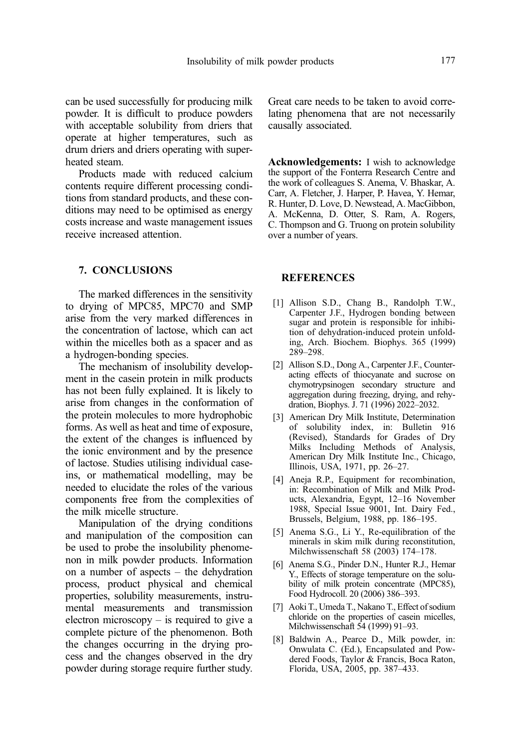can be used successfully for producing milk powder. It is difficult to produce powders with acceptable solubility from driers that operate at higher temperatures, such as drum driers and driers operating with superheated steam.

Products made with reduced calcium contents require different processing conditions from standard products, and these conditions may need to be optimised as energy costs increase and waste management issues receive increased attention.

## 7. CONCLUSIONS

The marked differences in the sensitivity to drying of MPC85, MPC70 and SMP arise from the very marked differences in the concentration of lactose, which can act within the micelles both as a spacer and as a hydrogen-bonding species.

The mechanism of insolubility development in the casein protein in milk products has not been fully explained. It is likely to arise from changes in the conformation of the protein molecules to more hydrophobic forms. As well as heat and time of exposure, the extent of the changes is influenced by the ionic environment and by the presence of lactose. Studies utilising individual caseins, or mathematical modelling, may be needed to elucidate the roles of the various components free from the complexities of the milk micelle structure.

Manipulation of the drying conditions and manipulation of the composition can be used to probe the insolubility phenomenon in milk powder products. Information on a number of aspects – the dehydration process, product physical and chemical properties, solubility measurements, instrumental measurements and transmission electron microscopy – is required to give a complete picture of the phenomenon. Both the changes occurring in the drying process and the changes observed in the dry powder during storage require further study. Great care needs to be taken to avoid correlating phenomena that are not necessarily causally associated.

**Acknowledgements:** I wish to acknowledge the support of the Fonterra Research Centre and the work of colleagues S. Anema, V. Bhaskar, A. Carr, A. Fletcher, J. Harper, P. Havea, Y. Hemar, R. Hunter, D. Love, D. Newstead, A. MacGibbon, A. McKenna, D. Otter, S. Ram, A. Rogers, C. Thompson and G. Truong on protein solubility over a number of years.

## REFERENCES

[1] Allison S.D., Chang B., Randolph T.W., Carpenter J.F., Hydrogen bonding between sugar and protein is responsible for inhibition of dehydration-induced protein unfolding, Arch. Biochem. Biophys. 365 (1999) 289–298.

[2] Allison S.D., Dong A., Carpenter J.F., Counteracting effects of thiocyanate and sucrose on chymotrypsinogen secondary structure and aggregation during freezing, drying, and rehydration, Biophys. J. 71 (1996) 2022–2032.

[3] American Dry Milk Institute, Determination of solubility index, in: Bulletin 916 (Revised), Standards for Grades of Dry Milks Including Methods of Analysis, American Dry Milk Institute Inc., Chicago, Illinois, USA, 1971, pp. 26–27.

[4] Aneja R.P., Equipment for recombination, in: Recombination of Milk and Milk Products, Alexandria, Egypt, 12–16 November 1988, Special Issue 9001, Int. Dairy Fed., Brussels, Belgium, 1988, pp. 186–195.

[5] Anema S.G., Li Y., Re-equilibration of the minerals in skim milk during reconstitution, Milchwissenschaft 58 (2003) 174–178.

[6] Anema S.G., Pinder D.N., Hunter R.J., Hemar Y., Effects of storage temperature on the solubility of milk protein concentrate (MPC85), Food Hydrocoll. 20 (2006) 386–393.

[7] Aoki T., Umeda T., Nakano T., Effect of sodium chloride on the properties of casein micelles, Milchwissenschaft 54 (1999) 91–93.

[8] Baldwin A., Pearce D., Milk powder, in: Onwulata C. (Ed.), Encapsulated and Powdered Foods, Taylor & Francis, Boca Raton, Florida, USA, 2005, pp. 387–433.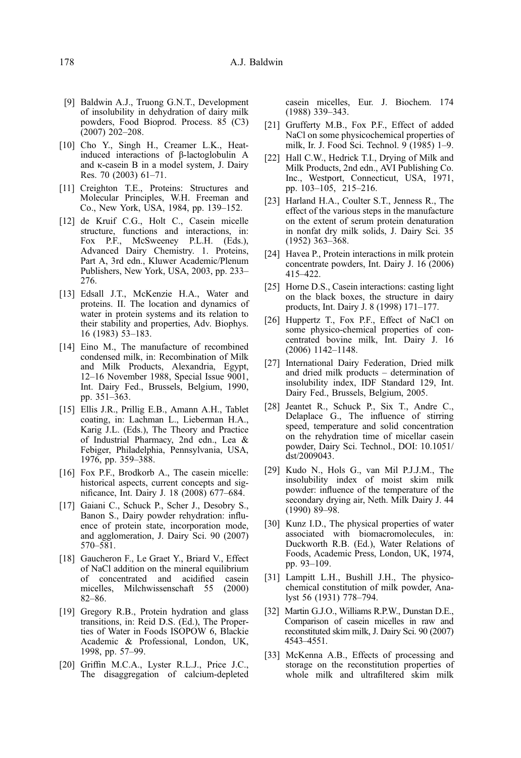[9] Baldwin A.J., Truong G.N.T., Development of insolubility in dehydration of dairy milk powders, Food Bioprod. Process. 85 (C3) (2007) 202–208.

[10] Cho Y., Singh H., Creamer L.K., Heat-induced interactions of β-lactoglobulin A and κ-casein B in a model system, J. Dairy Res. 70 (2003) 61–71.

[11] Creighton T.E., Proteins: Structures and Molecular Principles, W.H. Freeman and Co., New York, USA, 1984, pp. 139–152.

[12] de Kruif C.G., Holt C., Casein micelle structure, functions and interactions, in: Fox P.F., McSweeney P.L.H. (Eds.), Advanced Dairy Chemistry. 1. Proteins, Part A, 3rd edn., Kluwer Academic/Plenum Publishers, New York, USA, 2003, pp. 233–276.

[13] Edsall J.T., McKenzie H.A., Water and proteins. II. The location and dynamics of water in protein systems and its relation to their stability and properties, Adv. Biophys. 16 (1983) 53–183.

[14] Eino M., The manufacture of recombined condensed milk, in: Recombination of Milk and Milk Products, Alexandria, Egypt, 12–16 November 1988, Special Issue 9001, Int. Dairy Fed., Brussels, Belgium, 1990, pp. 351–363.

[15] Ellis J.R., Prillig E.B., Amann A.H., Tablet coating, in: Lachman L., Lieberman H.A., Karig J.L. (Eds.), The Theory and Practice of Industrial Pharmacy, 2nd edn., Lea & Febiger, Philadelphia, Pennsylvania, USA, 1976, pp. 359–388.

[16] Fox P.F., Brodkorb A., The casein micelle: historical aspects, current concepts and significance, Int. Dairy J. 18 (2008) 677–684.

[17] Gaiani C., Schuck P., Scher J., Desobry S., Banon S., Dairy powder rehydration: influence of protein state, incorporation mode, and agglomeration, J. Dairy Sci. 90 (2007) 570–581.

[18] Gaucheron F., Le Graet Y., Briard V., Effect of NaCl addition on the mineral equilibrium of concentrated and acidified casein micelles, Milchwissenschaft 55 (2000) 82–86.

[19] Gregory R.B., Protein hydration and glass transitions, in: Reid D.S. (Ed.), The Properties of Water in Foods ISOPOW 6, Blackie Academic & Professional, London, UK, 1998, pp. 57–99.

[20] Griffin M.C.A., Lyster R.L.J., Price J.C., The disaggregation of calcium-depleted casein micelles, Eur. J. Biochem. 174 (1988) 339–343.

[21] Grufferty M.B., Fox P.F., Effect of added NaCl on some physicochemical properties of milk, Ir. J. Food Sci. Technol. 9 (1985) 1–9.

[22] Hall C.W., Hedrick T.I., Drying of Milk and Milk Products, 2nd edn., AVI Publishing Co. Inc., Westport, Connecticut, USA, 1971, pp. 103–105, 215–216.

[23] Harland H.A., Coulter S.T., Jenness R., The effect of the various steps in the manufacture on the extent of serum protein denaturation in nonfat dry milk solids, J. Dairy Sci. 35 (1952) 363–368.

[24] Havea P., Protein interactions in milk protein concentrate powders, Int. Dairy J. 16 (2006) 415–422.

[25] Horne D.S., Casein interactions: casting light on the black boxes, the structure in dairy products, Int. Dairy J. 8 (1998) 171–177.

[26] Huppertz T., Fox P.F., Effect of NaCl on some physico-chemical properties of concentrated bovine milk, Int. Dairy J. 16 (2006) 1142–1148.

[27] International Dairy Federation, Dried milk and dried milk products – determination of insolubility index, IDF Standard 129, Int. Dairy Fed., Brussels, Belgium, 2005.

[28] Jeantet R., Schuck P., Six T., Andre C., Delaplace G., The influence of stirring speed, temperature and solid concentration on the rehydration time of micellar casein powder, Dairy Sci. Technol., DOI: 10.1051/dst/2009043.

[29] Kudo N., Hols G., van Mil P.J.J.M., The insolubility index of moist skim milk powder: influence of the temperature of the secondary drying air, Neth. Milk Dairy J. 44 (1990) 89–98.

[30] Kunz I.D., The physical properties of water associated with biomacromolecules, in: Duckworth R.B. (Ed.), Water Relations of Foods, Academic Press, London, UK, 1974, pp. 93–109.

[31] Lampitt L.H., Bushill J.H., The physico-chemical constitution of milk powder, Analyst 56 (1931) 778–794.

[32] Martin G.J.O., Williams R.P.W., Dunstan D.E., Comparison of casein micelles in raw and reconstituted skim milk, J. Dairy Sci. 90 (2007) 4543–4551.

[33] McKenna A.B., Effects of processing and storage on the reconstitution properties of whole milk and ultrafiltered skim milk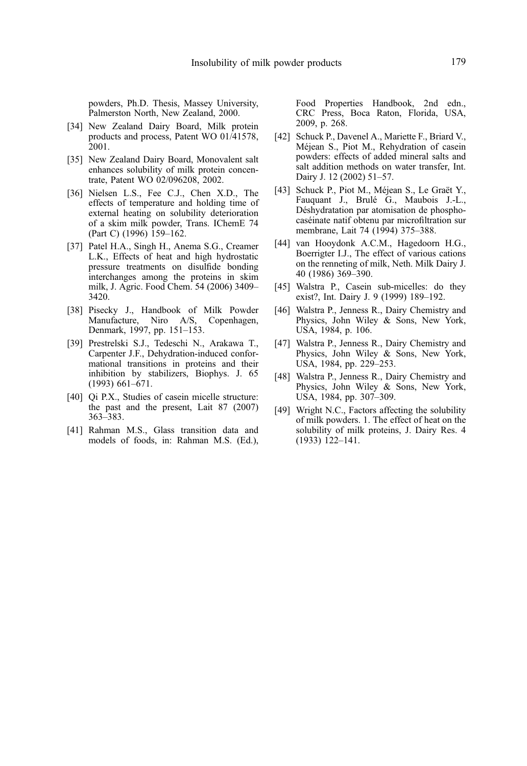powders, Ph.D. Thesis, Massey University, Palmerston North, New Zealand, 2000.

[34] New Zealand Dairy Board, Milk protein products and process, Patent WO 01/41578, 2001.

[35] New Zealand Dairy Board, Monovalent salt enhances solubility of milk protein concentrate, Patent WO 02/096208, 2002.

[36] Nielsen L.S., Fee C.J., Chen X.D., The effects of temperature and holding time of external heating on solubility deterioration of a skim milk powder, Trans. IChemE 74 (Part C) (1996) 159–162.

[37] Patel H.A., Singh H., Anema S.G., Creamer L.K., Effects of heat and high hydrostatic pressure treatments on disulfide bonding interchanges among the proteins in skim milk, J. Agric. Food Chem. 54 (2006) 3409–3420.

[38] Pisecky J., Handbook of Milk Powder Manufacture, Niro A/S, Copenhagen, Denmark, 1997, pp. 151–153.

[39] Prestrelski S.J., Tedeschi N., Arakawa T., Carpenter J.F., Dehydration-induced conformational transitions in proteins and their inhibition by stabilizers, Biophys. J. 65 (1993) 661–671.

[40] Qi P.X., Studies of casein micelle structure: the past and the present, Lait 87 (2007) 363–383.

[41] Rahman M.S., Glass transition data and models of foods, in: Rahman M.S. (Ed.), Food Properties Handbook, 2nd edn., CRC Press, Boca Raton, Florida, USA, 2009, p. 268.

[42] Schuck P., Davenel A., Mariette F., Briard V., Méjean S., Piot M., Rehydration of casein powders: effects of added mineral salts and salt addition methods on water transfer, Int. Dairy J. 12 (2002) 51–57.

[43] Schuck P., Piot M., Méjean S., Le Graët Y., Fauquant J., Brulé G., Maubois J.-L., Déshydratation par atomisation de phosphocaséinate natif obtenu par microfiltration sur membrane, Lait 74 (1994) 375–388.

[44] van Hooydonk A.C.M., Hagedoorn H.G., Boerrigter I.J., The effect of various cations on the renneting of milk, Neth. Milk Dairy J. 40 (1986) 369–390.

[45] Walstra P., Casein sub-micelles: do they exist?, Int. Dairy J. 9 (1999) 189–192.

[46] Walstra P., Jenness R., Dairy Chemistry and Physics, John Wiley & Sons, New York, USA, 1984, p. 106.

[47] Walstra P., Jenness R., Dairy Chemistry and Physics, John Wiley & Sons, New York, USA, 1984, pp. 229–253.

[48] Walstra P., Jenness R., Dairy Chemistry and Physics, John Wiley & Sons, New York, USA, 1984, pp. 307–309.

[49] Wright N.C., Factors affecting the solubility of milk powders. 1. The effect of heat on the solubility of milk proteins, J. Dairy Res. 4 (1933) 122–141.